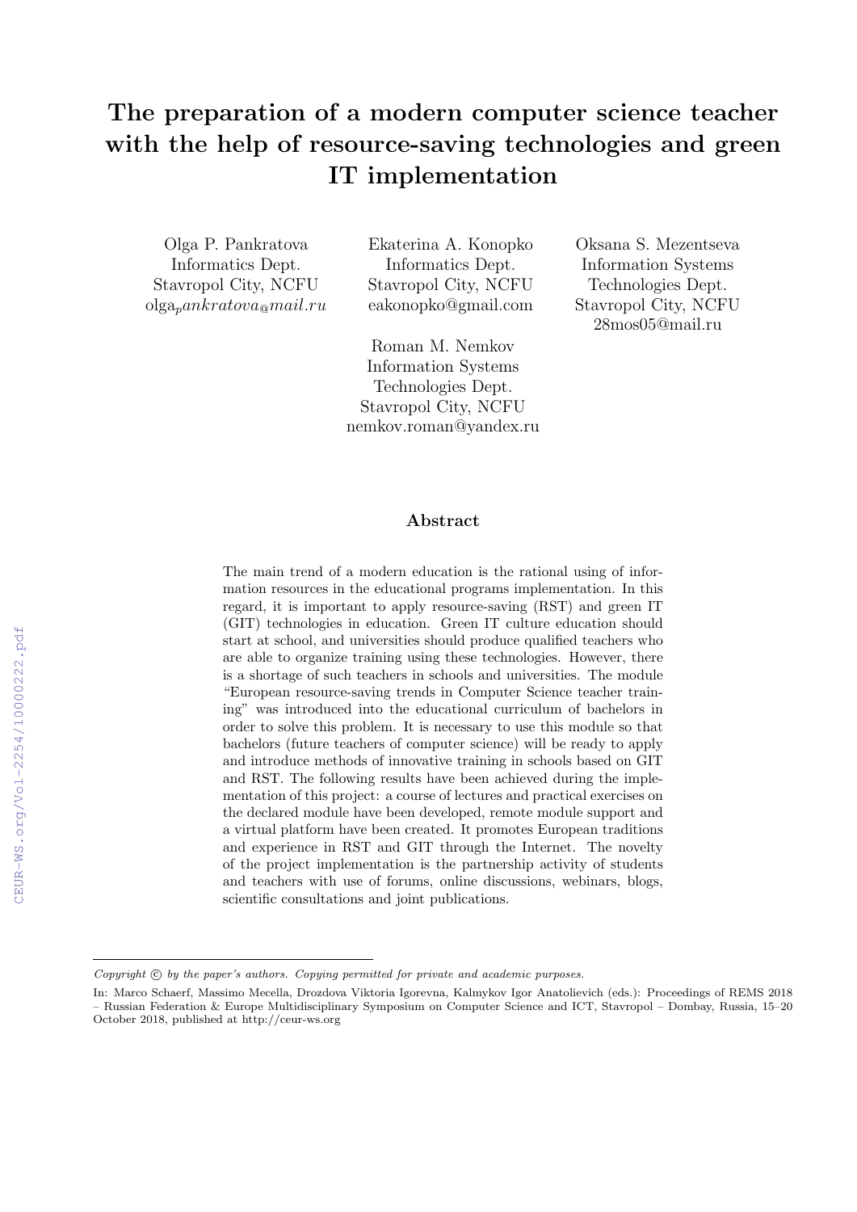# The preparation of a modern computer science teacher with the help of resource-saving technologies and green IT implementation

Olga P. Pankratova
Informatics Dept.
Stavropol City, NCFU
olga_pankratova@mail.ru

Ekaterina A. Konopko
Informatics Dept.
Stavropol City, NCFU
eakonopko@gmail.com

Oksana S. Mezentseva
Information Systems Technologies Dept.
Stavropol City, NCFU
28mos05@mail.ru

Roman M. Nemkov
Information Systems Technologies Dept.
Stavropol City, NCFU
nemkov.roman@yandex.ru

## Abstract

The main trend of a modern education is the rational using of information resources in the educational programs implementation. In this regard, it is important to apply resource-saving (RST) and green IT (GIT) technologies in education. Green IT culture education should start at school, and universities should produce qualified teachers who are able to organize training using these technologies. However, there is a shortage of such teachers in schools and universities. The module "European resource-saving trends in Computer Science teacher training" was introduced into the educational curriculum of bachelors in order to solve this problem. It is necessary to use this module so that bachelors (future teachers of computer science) will be ready to apply and introduce methods of innovative training in schools based on GIT and RST. The following results have been achieved during the implementation of this project: a course of lectures and practical exercises on the declared module have been developed, remote module support and a virtual platform have been created. It promotes European traditions and experience in RST and GIT through the Internet. The novelty of the project implementation is the partnership activity of students and teachers with use of forums, online discussions, webinars, blogs, scientific consultations and joint publications.

*Copyright © by the paper's authors. Copying permitted for private and academic purposes.*

In: Marco Schaerf, Massimo Mecella, Drozdova Viktoria Igorevna, Kalmykov Igor Anatolievich (eds.): Proceedings of REMS 2018 – Russian Federation & Europe Multidisciplinary Symposium on Computer Science and ICT, Stavropol – Dombay, Russia, 15–20 October 2018, published at http://ceur-ws.org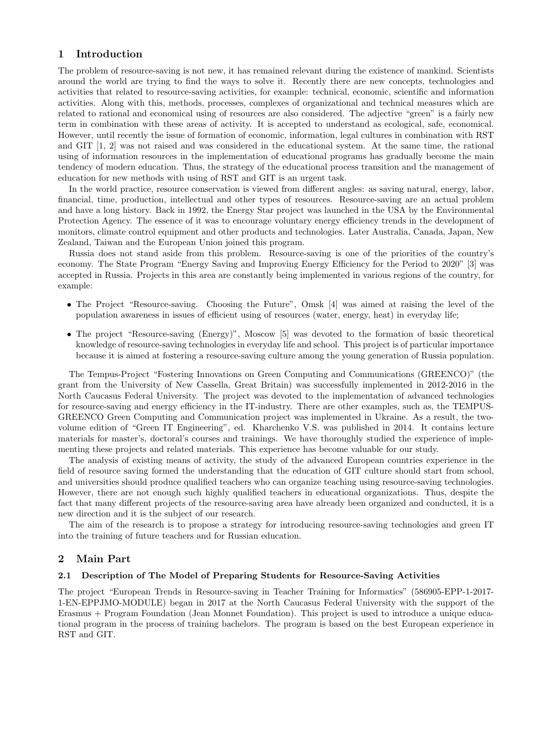## 1 Introduction

The problem of resource-saving is not new, it has remained relevant during the existence of mankind. Scientists around the world are trying to find the ways to solve it. Recently there are new concepts, technologies and activities that related to resource-saving activities, for example: technical, economic, scientific and information activities. Along with this, methods, processes, complexes of organizational and technical measures which are related to rational and economical using of resources are also considered. The adjective "green" is a fairly new term in combination with these areas of activity. It is accepted to understand as ecological, safe, economical. However, until recently the issue of formation of economic, information, legal cultures in combination with RST and GIT [1, 2] was not raised and was considered in the educational system. At the same time, the rational using of information resources in the implementation of educational programs has gradually become the main tendency of modern education. Thus, the strategy of the educational process transition and the management of education for new methods with using of RST and GIT is an urgent task.

In the world practice, resource conservation is viewed from different angles: as saving natural, energy, labor, financial, time, production, intellectual and other types of resources. Resource-saving are an actual problem and have a long history. Back in 1992, the Energy Star project was launched in the USA by the Environmental Protection Agency. The essence of it was to encourage voluntary energy efficiency trends in the development of monitors, climate control equipment and other products and technologies. Later Australia, Canada, Japan, New Zealand, Taiwan and the European Union joined this program.

Russia does not stand aside from this problem. Resource-saving is one of the priorities of the country's economy. The State Program "Energy Saving and Improving Energy Efficiency for the Period to 2020" [3] was accepted in Russia. Projects in this area are constantly being implemented in various regions of the country, for example:

- The Project "Resource-saving. Choosing the Future", Omsk [4] was aimed at raising the level of the population awareness in issues of efficient using of resources (water, energy, heat) in everyday life;
- The project "Resource-saving (Energy)", Moscow [5] was devoted to the formation of basic theoretical knowledge of resource-saving technologies in everyday life and school. This project is of particular importance because it is aimed at fostering a resource-saving culture among the young generation of Russia population.

The Tempus-Project "Fostering Innovations on Green Computing and Communications (GREENCO)" (the grant from the University of New Cassella, Great Britain) was successfully implemented in 2012-2016 in the North Caucasus Federal University. The project was devoted to the implementation of advanced technologies for resource-saving and energy efficiency in the IT-industry. There are other examples, such as, the TEMPUS-GREENCO Green Computing and Communication project was implemented in Ukraine. As a result, the two-volume edition of "Green IT Engineering", ed. Kharchenko V.S. was published in 2014. It contains lecture materials for master's, doctoral's courses and trainings. We have thoroughly studied the experience of implementing these projects and related materials. This experience has become valuable for our study.

The analysis of existing means of activity, the study of the advanced European countries experience in the field of resource saving formed the understanding that the education of GIT culture should start from school, and universities should produce qualified teachers who can organize teaching using resource-saving technologies. However, there are not enough such highly qualified teachers in educational organizations. Thus, despite the fact that many different projects of the resource-saving area have already been organized and conducted, it is a new direction and it is the subject of our research.

The aim of the research is to propose a strategy for introducing resource-saving technologies and green IT into the training of future teachers and for Russian education.

## 2 Main Part

### 2.1 Description of The Model of Preparing Students for Resource-Saving Activities

The project "European Trends in Resource-saving in Teacher Training for Informatics" (586905-EPP-1-2017-1-EN-EPPJMO-MODULE) began in 2017 at the North Caucasus Federal University with the support of the Erasmus + Program Foundation (Jean Monnet Foundation). This project is used to introduce a unique educational program in the process of training bachelors. The program is based on the best European experience in RST and GIT.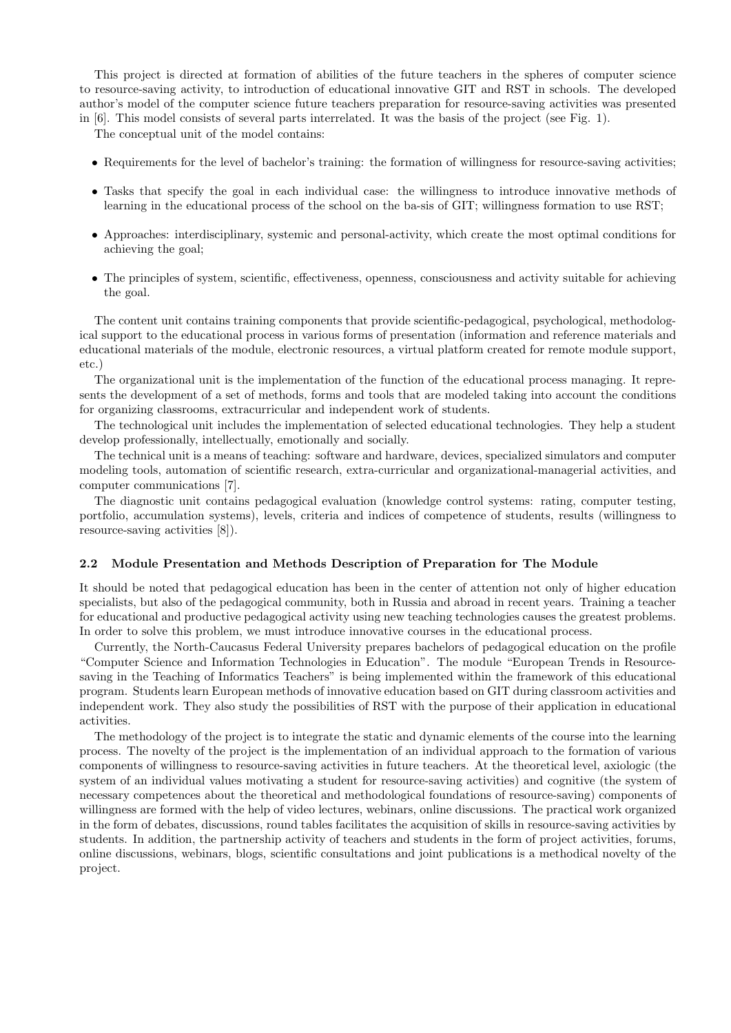This project is directed at formation of abilities of the future teachers in the spheres of computer science to resource-saving activity, to introduction of educational innovative GIT and RST in schools. The developed author's model of the computer science future teachers preparation for resource-saving activities was presented in [6]. This model consists of several parts interrelated. It was the basis of the project (see Fig. 1).

The conceptual unit of the model contains:

- Requirements for the level of bachelor's training: the formation of willingness for resource-saving activities;
- Tasks that specify the goal in each individual case: the willingness to introduce innovative methods of learning in the educational process of the school on the ba-sis of GIT; willingness formation to use RST;
- Approaches: interdisciplinary, systemic and personal-activity, which create the most optimal conditions for achieving the goal;
- The principles of system, scientific, effectiveness, openness, consciousness and activity suitable for achieving the goal.

The content unit contains training components that provide scientific-pedagogical, psychological, methodological support to the educational process in various forms of presentation (information and reference materials and educational materials of the module, electronic resources, a virtual platform created for remote module support, etc.)

The organizational unit is the implementation of the function of the educational process managing. It represents the development of a set of methods, forms and tools that are modeled taking into account the conditions for organizing classrooms, extracurricular and independent work of students.

The technological unit includes the implementation of selected educational technologies. They help a student develop professionally, intellectually, emotionally and socially.

The technical unit is a means of teaching: software and hardware, devices, specialized simulators and computer modeling tools, automation of scientific research, extra-curricular and organizational-managerial activities, and computer communications [7].

The diagnostic unit contains pedagogical evaluation (knowledge control systems: rating, computer testing, portfolio, accumulation systems), levels, criteria and indices of competence of students, results (willingness to resource-saving activities [8]).

### 2.2 Module Presentation and Methods Description of Preparation for The Module

It should be noted that pedagogical education has been in the center of attention not only of higher education specialists, but also of the pedagogical community, both in Russia and abroad in recent years. Training a teacher for educational and productive pedagogical activity using new teaching technologies causes the greatest problems. In order to solve this problem, we must introduce innovative courses in the educational process.

Currently, the North-Caucasus Federal University prepares bachelors of pedagogical education on the profile "Computer Science and Information Technologies in Education". The module "European Trends in Resource-saving in the Teaching of Informatics Teachers" is being implemented within the framework of this educational program. Students learn European methods of innovative education based on GIT during classroom activities and independent work. They also study the possibilities of RST with the purpose of their application in educational activities.

The methodology of the project is to integrate the static and dynamic elements of the course into the learning process. The novelty of the project is the implementation of an individual approach to the formation of various components of willingness to resource-saving activities in future teachers. At the theoretical level, axiologic (the system of an individual values motivating a student for resource-saving activities) and cognitive (the system of necessary competences about the theoretical and methodological foundations of resource-saving) components of willingness are formed with the help of video lectures, webinars, online discussions. The practical work organized in the form of debates, discussions, round tables facilitates the acquisition of skills in resource-saving activities by students. In addition, the partnership activity of teachers and students in the form of project activities, forums, online discussions, webinars, blogs, scientific consultations and joint publications is a methodical novelty of the project.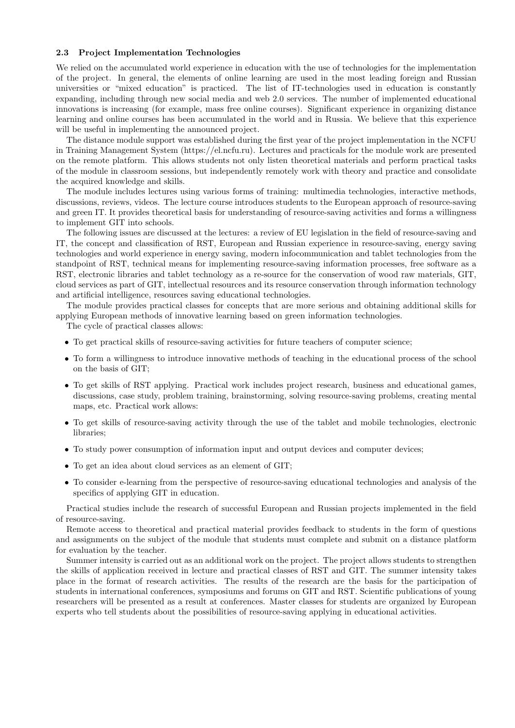### 2.3 Project Implementation Technologies

We relied on the accumulated world experience in education with the use of technologies for the implementation of the project. In general, the elements of online learning are used in the most leading foreign and Russian universities or "mixed education" is practiced. The list of IT-technologies used in education is constantly expanding, including through new social media and web 2.0 services. The number of implemented educational innovations is increasing (for example, mass free online courses). Significant experience in organizing distance learning and online courses has been accumulated in the world and in Russia. We believe that this experience will be useful in implementing the announced project.

The distance module support was established during the first year of the project implementation in the NCFU in Training Management System (https://el.ncfu.ru). Lectures and practicals for the module work are presented on the remote platform. This allows students not only listen theoretical materials and perform practical tasks of the module in classroom sessions, but independently remotely work with theory and practice and consolidate the acquired knowledge and skills.

The module includes lectures using various forms of training: multimedia technologies, interactive methods, discussions, reviews, videos. The lecture course introduces students to the European approach of resource-saving and green IT. It provides theoretical basis for understanding of resource-saving activities and forms a willingness to implement GIT into schools.

The following issues are discussed at the lectures: a review of EU legislation in the field of resource-saving and IT, the concept and classification of RST, European and Russian experience in resource-saving, energy saving technologies and world experience in energy saving, modern infocommunication and tablet technologies from the standpoint of RST, technical means for implementing resource-saving information processes, free software as a RST, electronic libraries and tablet technology as a re-source for the conservation of wood raw materials, GIT, cloud services as part of GIT, intellectual resources and its resource conservation through information technology and artificial intelligence, resources saving educational technologies.

The module provides practical classes for concepts that are more serious and obtaining additional skills for applying European methods of innovative learning based on green information technologies.

The cycle of practical classes allows:

- To get practical skills of resource-saving activities for future teachers of computer science;
- To form a willingness to introduce innovative methods of teaching in the educational process of the school on the basis of GIT;
- To get skills of RST applying. Practical work includes project research, business and educational games, discussions, case study, problem training, brainstorming, solving resource-saving problems, creating mental maps, etc. Practical work allows:
- To get skills of resource-saving activity through the use of the tablet and mobile technologies, electronic libraries;
- To study power consumption of information input and output devices and computer devices;
- To get an idea about cloud services as an element of GIT;
- To consider e-learning from the perspective of resource-saving educational technologies and analysis of the specifics of applying GIT in education.

Practical studies include the research of successful European and Russian projects implemented in the field of resource-saving.

Remote access to theoretical and practical material provides feedback to students in the form of questions and assignments on the subject of the module that students must complete and submit on a distance platform for evaluation by the teacher.

Summer intensity is carried out as an additional work on the project. The project allows students to strengthen the skills of application received in lecture and practical classes of RST and GIT. The summer intensity takes place in the format of research activities. The results of the research are the basis for the participation of students in international conferences, symposiums and forums on GIT and RST. Scientific publications of young researchers will be presented as a result at conferences. Master classes for students are organized by European experts who tell students about the possibilities of resource-saving applying in educational activities.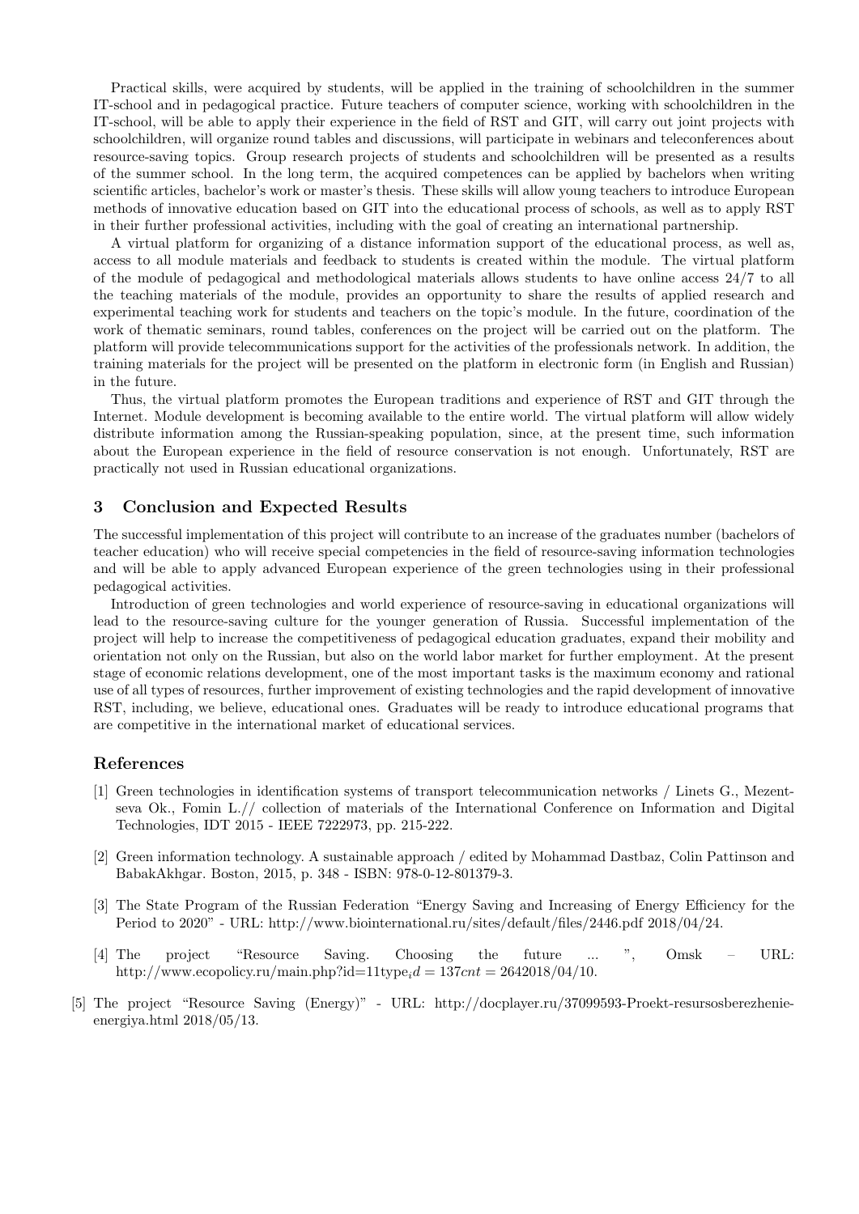Practical skills, were acquired by students, will be applied in the training of schoolchildren in the summer IT-school and in pedagogical practice. Future teachers of computer science, working with schoolchildren in the IT-school, will be able to apply their experience in the field of RST and GIT, will carry out joint projects with schoolchildren, will organize round tables and discussions, will participate in webinars and teleconferences about resource-saving topics. Group research projects of students and schoolchildren will be presented as a results of the summer school. In the long term, the acquired competences can be applied by bachelors when writing scientific articles, bachelor's work or master's thesis. These skills will allow young teachers to introduce European methods of innovative education based on GIT into the educational process of schools, as well as to apply RST in their further professional activities, including with the goal of creating an international partnership.

A virtual platform for organizing of a distance information support of the educational process, as well as, access to all module materials and feedback to students is created within the module. The virtual platform of the module of pedagogical and methodological materials allows students to have online access 24/7 to all the teaching materials of the module, provides an opportunity to share the results of applied research and experimental teaching work for students and teachers on the topic's module. In the future, coordination of the work of thematic seminars, round tables, conferences on the project will be carried out on the platform. The platform will provide telecommunications support for the activities of the professionals network. In addition, the training materials for the project will be presented on the platform in electronic form (in English and Russian) in the future.

Thus, the virtual platform promotes the European traditions and experience of RST and GIT through the Internet. Module development is becoming available to the entire world. The virtual platform will allow widely distribute information among the Russian-speaking population, since, at the present time, such information about the European experience in the field of resource conservation is not enough. Unfortunately, RST are practically not used in Russian educational organizations.

## 3 Conclusion and Expected Results

The successful implementation of this project will contribute to an increase of the graduates number (bachelors of teacher education) who will receive special competencies in the field of resource-saving information technologies and will be able to apply advanced European experience of the green technologies using in their professional pedagogical activities.

Introduction of green technologies and world experience of resource-saving in educational organizations will lead to the resource-saving culture for the younger generation of Russia. Successful implementation of the project will help to increase the competitiveness of pedagogical education graduates, expand their mobility and orientation not only on the Russian, but also on the world labor market for further employment. At the present stage of economic relations development, one of the most important tasks is the maximum economy and rational use of all types of resources, further improvement of existing technologies and the rapid development of innovative RST, including, we believe, educational ones. Graduates will be ready to introduce educational programs that are competitive in the international market of educational services.

## References

[1] Green technologies in identification systems of transport telecommunication networks / Linets G., Mezentseva Ok., Fomin L.// collection of materials of the International Conference on Information and Digital Technologies, IDT 2015 - IEEE 7222973, pp. 215-222.

[2] Green information technology. A sustainable approach / edited by Mohammad Dastbaz, Colin Pattinson and BabakAkhgar. Boston, 2015, p. 348 - ISBN: 978-0-12-801379-3.

[3] The State Program of the Russian Federation "Energy Saving and Increasing of Energy Efficiency for the Period to 2020" - URL: http://www.biointernational.ru/sites/default/files/2446.pdf 2018/04/24.

[4] The project "Resource Saving. Choosing the future ... ", Omsk – URL: http://www.ecopolicy.ru/main.php?id=11type$_i d = 137cnt = 2642018/04/10$.

[5] The project "Resource Saving (Energy)" - URL: http://docplayer.ru/37099593-Proekt-resursosberezhenie-energiya.html 2018/05/13.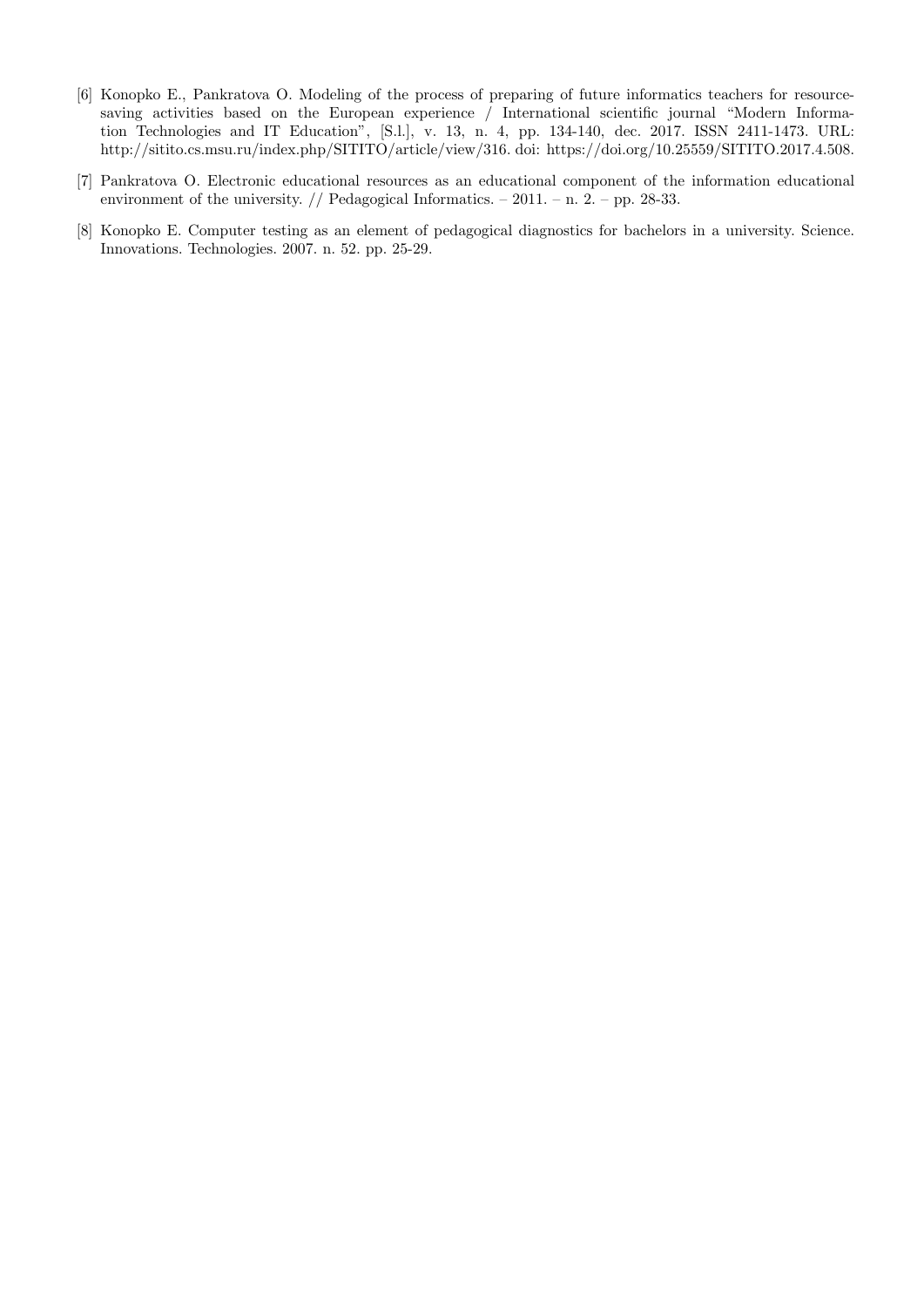[6] Konopko E., Pankratova O. Modeling of the process of preparing of future informatics teachers for resource-saving activities based on the European experience / International scientific journal "Modern Information Technologies and IT Education", [S.l.], v. 13, n. 4, pp. 134-140, dec. 2017. ISSN 2411-1473. URL: http://sitito.cs.msu.ru/index.php/SITITO/article/view/316. doi: https://doi.org/10.25559/SITITO.2017.4.508.

[7] Pankratova O. Electronic educational resources as an educational component of the information educational environment of the university. // Pedagogical Informatics. – 2011. – n. 2. – pp. 28-33.

[8] Konopko E. Computer testing as an element of pedagogical diagnostics for bachelors in a university. Science. Innovations. Technologies. 2007. n. 52. pp. 25-29.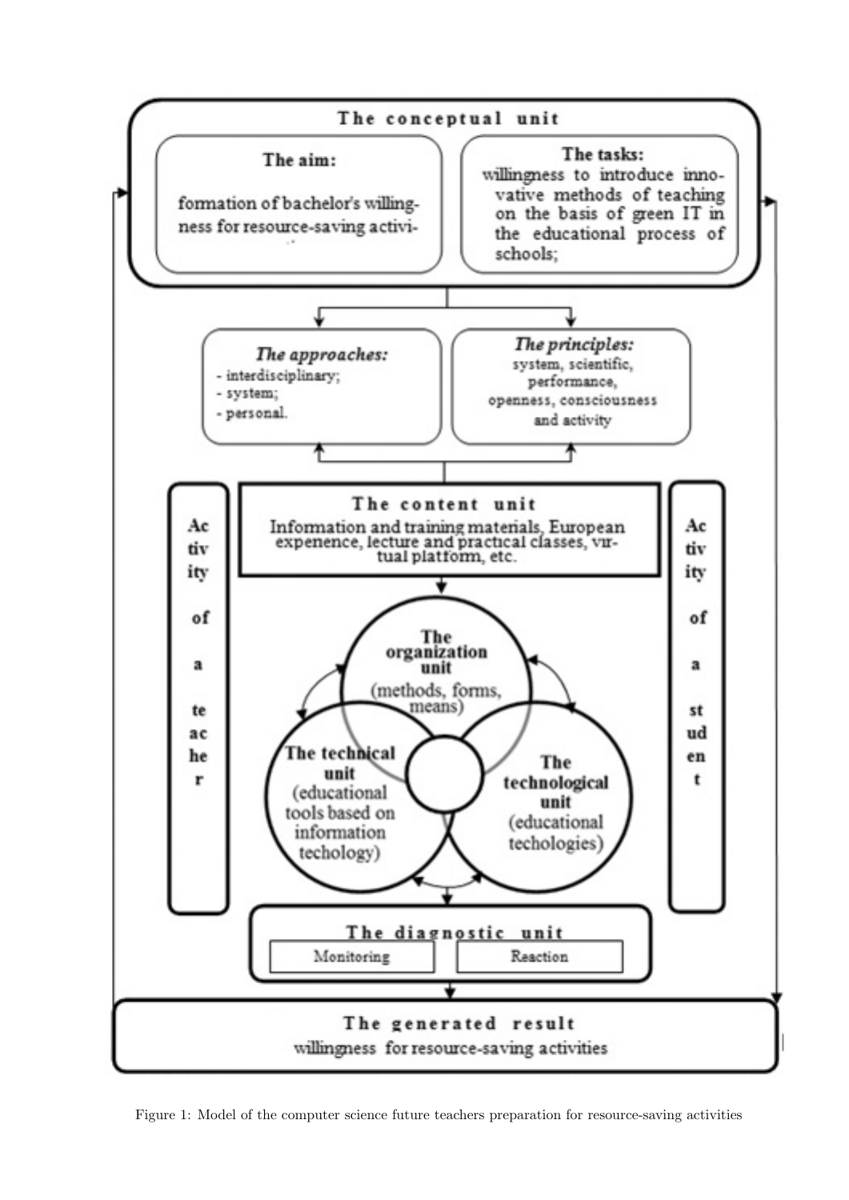The conceptual unit

The aim:

formation of bachelor's willingness for resource-saving activi-

The tasks:
willingness to introduce innovative methods of teaching on the basis of green IT in the educational process of schools;

*The approaches:*
- interdisciplinary;
- system;
- personal.

*The principles:*
system, scientific, performance, openness, consciousness and activity

Activity of a teacher

The content unit
Information and training materials, European experience, lecture and practical classes, virtual platform, etc.

Activity of a student

The organization unit
(methods, forms, means)

The technical unit
(educational tools based on information techology)

The technological unit
(educational techologies)

The diagnostic unit

Monitoring

Reaction

The generated result
willingness for resource-saving activities

Figure 1: Model of the computer science future teachers preparation for resource-saving activities